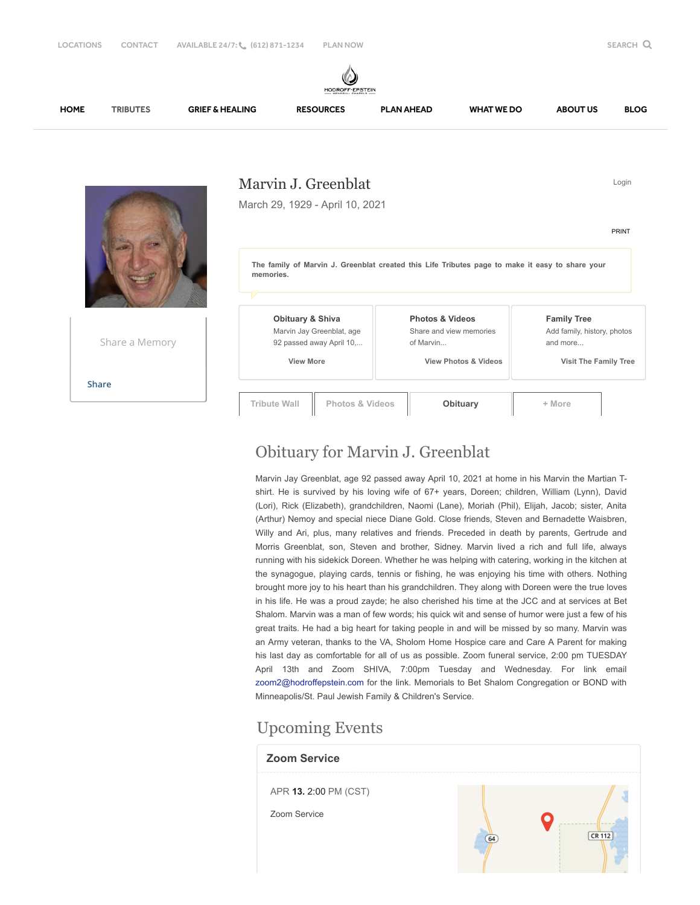LOCATIONS CONTACT AVAILABLE 24/7: (612) 871-1234 PLAN NOW SEARCH

HODROFF-EPSTEIN

HOME TRIBUTES GRIEF & HEALING RESOURCES PLAN AHEAD WHAT WE DO ABOUT US BLOG

# Marvin J. Greenblat

March 29, 1929 - April 10, 2021

Login

PRINT

The family of Marvin J. Greenblat created this Life Tributes page to make it easy to share your memories.

Share a Memory

Share

**Obituary & Shiva**
Marvin Jay Greenblat, age 92 passed away April 10,...
View More

**Photos & Videos**
Share and view memories of Marvin...
View Photos & Videos

**Family Tree**
Add family, history, photos and more...
Visit The Family Tree

Tribute Wall | Photos & Videos | Obituary | + More

## Obituary for Marvin J. Greenblat

Marvin Jay Greenblat, age 92 passed away April 10, 2021 at home in his Marvin the Martian T-shirt. He is survived by his loving wife of 67+ years, Doreen; children, William (Lynn), David (Lori), Rick (Elizabeth), grandchildren, Naomi (Lane), Moriah (Phil), Elijah, Jacob; sister, Anita (Arthur) Nemoy and special niece Diane Gold. Close friends, Steven and Bernadette Waisbren, Willy and Ari, plus, many relatives and friends. Preceded in death by parents, Gertrude and Morris Greenblat, son, Steven and brother, Sidney. Marvin lived a rich and full life, always running with his sidekick Doreen. Whether he was helping with catering, working in the kitchen at the synagogue, playing cards, tennis or fishing, he was enjoying his time with others. Nothing brought more joy to his heart than his grandchildren. They along with Doreen were the true loves in his life. He was a proud zayde; he also cherished his time at the JCC and at services at Bet Shalom. Marvin was a man of few words; his quick wit and sense of humor were just a few of his great traits. He had a big heart for taking people in and will be missed by so many. Marvin was an Army veteran, thanks to the VA, Sholom Home Hospice care and Care A Parent for making his last day as comfortable for all of us as possible. Zoom funeral service, 2:00 pm TUESDAY April 13th and Zoom SHIVA, 7:00pm Tuesday and Wednesday. For link email zoom2@hodroffepstein.com for the link. Memorials to Bet Shalom Congregation or BOND with Minneapolis/St. Paul Jewish Family & Children's Service.

## Upcoming Events

### Zoom Service

APR **13.** 2:00 PM (CST)

Zoom Service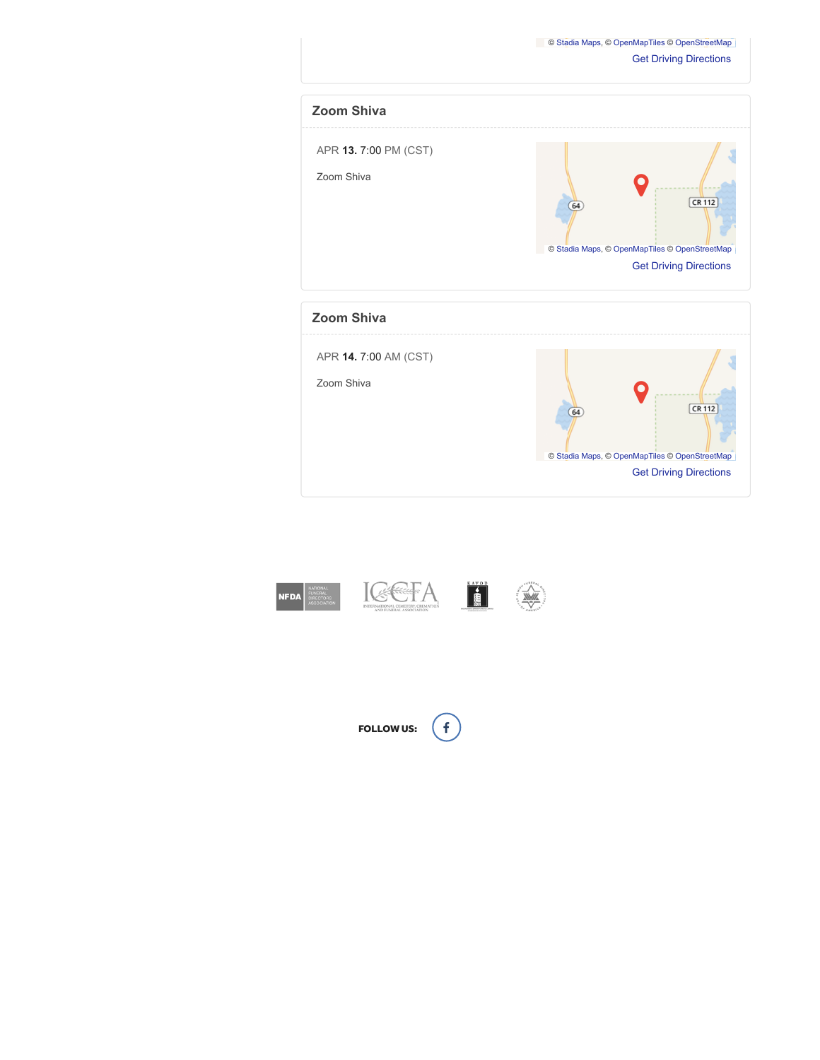© Stadia Maps, © OpenMapTiles © OpenStreetMap

Get Driving Directions

## Zoom Shiva

APR **13.** 7:00 PM (CST)

Zoom Shiva

© Stadia Maps, © OpenMapTiles © OpenStreetMap

Get Driving Directions

## Zoom Shiva

APR **14.** 7:00 AM (CST)

Zoom Shiva

© Stadia Maps, © OpenMapTiles © OpenStreetMap

Get Driving Directions

**FOLLOW US:**